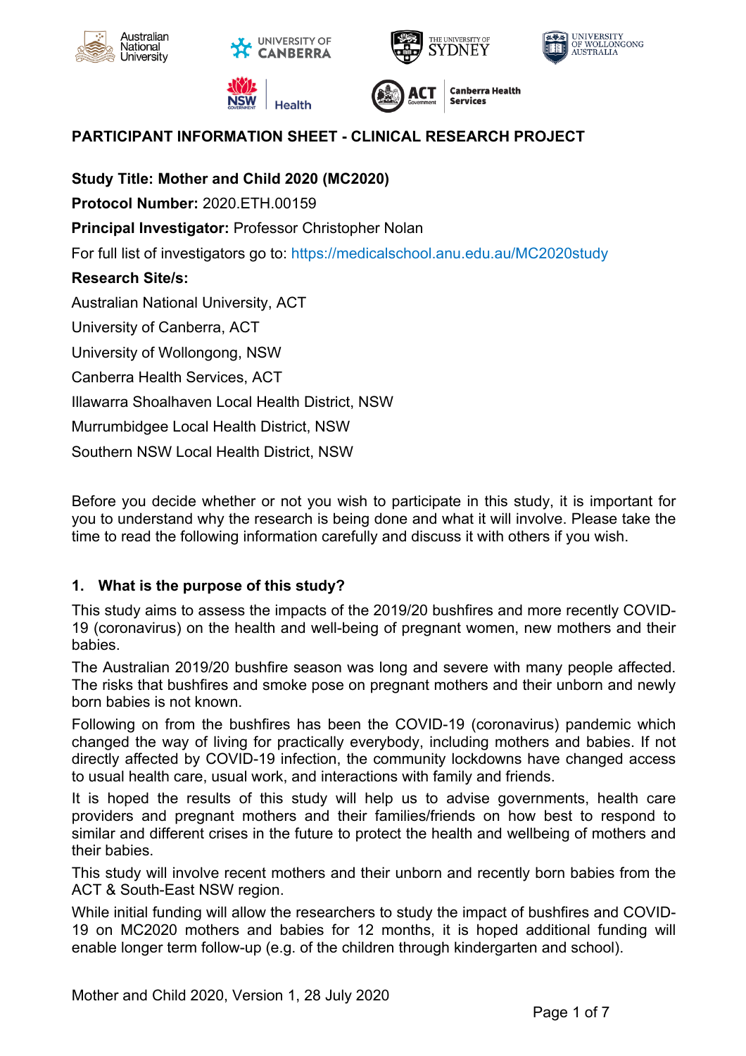**PARTICIPANT INFORMATION SHEET - CLINICAL RESEARCH PROJECT**

**Study Title: Mother and Child 2020 (MC2020)**

**Protocol Number:** 2020.ETH.00159

**Principal Investigator:** Professor Christopher Nolan

For full list of investigators go to: https://medicalschool.anu.edu.au/MC2020study

**Research Site/s:**

Australian National University, ACT

University of Canberra, ACT

University of Wollongong, NSW

Canberra Health Services, ACT

Illawarra Shoalhaven Local Health District, NSW

Murrumbidgee Local Health District, NSW

Southern NSW Local Health District, NSW

Before you decide whether or not you wish to participate in this study, it is important for you to understand why the research is being done and what it will involve. Please take the time to read the following information carefully and discuss it with others if you wish.

## 1. What is the purpose of this study?

This study aims to assess the impacts of the 2019/20 bushfires and more recently COVID-19 (coronavirus) on the health and well-being of pregnant women, new mothers and their babies.

The Australian 2019/20 bushfire season was long and severe with many people affected. The risks that bushfires and smoke pose on pregnant mothers and their unborn and newly born babies is not known.

Following on from the bushfires has been the COVID-19 (coronavirus) pandemic which changed the way of living for practically everybody, including mothers and babies. If not directly affected by COVID-19 infection, the community lockdowns have changed access to usual health care, usual work, and interactions with family and friends.

It is hoped the results of this study will help us to advise governments, health care providers and pregnant mothers and their families/friends on how best to respond to similar and different crises in the future to protect the health and wellbeing of mothers and their babies.

This study will involve recent mothers and their unborn and recently born babies from the ACT & South-East NSW region.

While initial funding will allow the researchers to study the impact of bushfires and COVID-19 on MC2020 mothers and babies for 12 months, it is hoped additional funding will enable longer term follow-up (e.g. of the children through kindergarten and school).

Mother and Child 2020, Version 1, 28 July 2020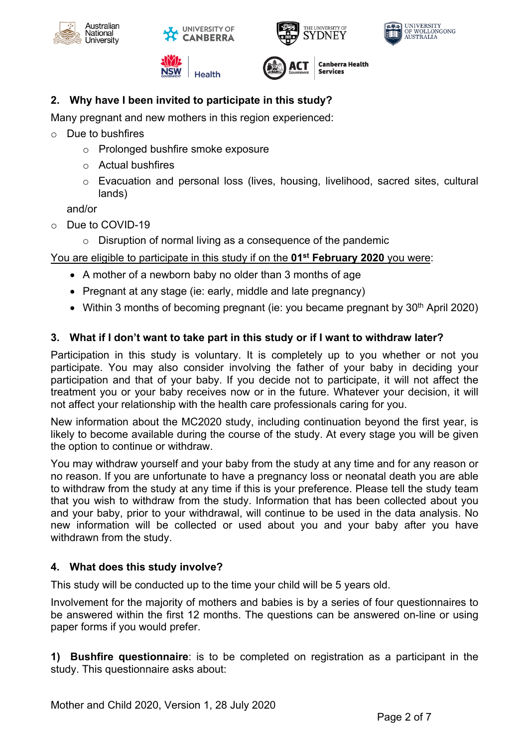## 2. Why have I been invited to participate in this study?

Many pregnant and new mothers in this region experienced:

- Due to bushfires
  - Prolonged bushfire smoke exposure
  - Actual bushfires
  - Evacuation and personal loss (lives, housing, livelihood, sacred sites, cultural lands)

  and/or
- Due to COVID-19
  - Disruption of normal living as a consequence of the pandemic

<u>You are eligible to participate in this study if on the **01st February 2020** you were</u>:

- A mother of a newborn baby no older than 3 months of age
- Pregnant at any stage (ie: early, middle and late pregnancy)
- Within 3 months of becoming pregnant (ie: you became pregnant by 30th April 2020)

## 3. What if I don't want to take part in this study or if I want to withdraw later?

Participation in this study is voluntary. It is completely up to you whether or not you participate. You may also consider involving the father of your baby in deciding your participation and that of your baby. If you decide not to participate, it will not affect the treatment you or your baby receives now or in the future. Whatever your decision, it will not affect your relationship with the health care professionals caring for you.

New information about the MC2020 study, including continuation beyond the first year, is likely to become available during the course of the study. At every stage you will be given the option to continue or withdraw.

You may withdraw yourself and your baby from the study at any time and for any reason or no reason. If you are unfortunate to have a pregnancy loss or neonatal death you are able to withdraw from the study at any time if this is your preference. Please tell the study team that you wish to withdraw from the study. Information that has been collected about you and your baby, prior to your withdrawal, will continue to be used in the data analysis. No new information will be collected or used about you and your baby after you have withdrawn from the study.

## 4. What does this study involve?

This study will be conducted up to the time your child will be 5 years old.

Involvement for the majority of mothers and babies is by a series of four questionnaires to be answered within the first 12 months. The questions can be answered on-line or using paper forms if you would prefer.

**1) Bushfire questionnaire**: is to be completed on registration as a participant in the study. This questionnaire asks about:

Mother and Child 2020, Version 1, 28 July 2020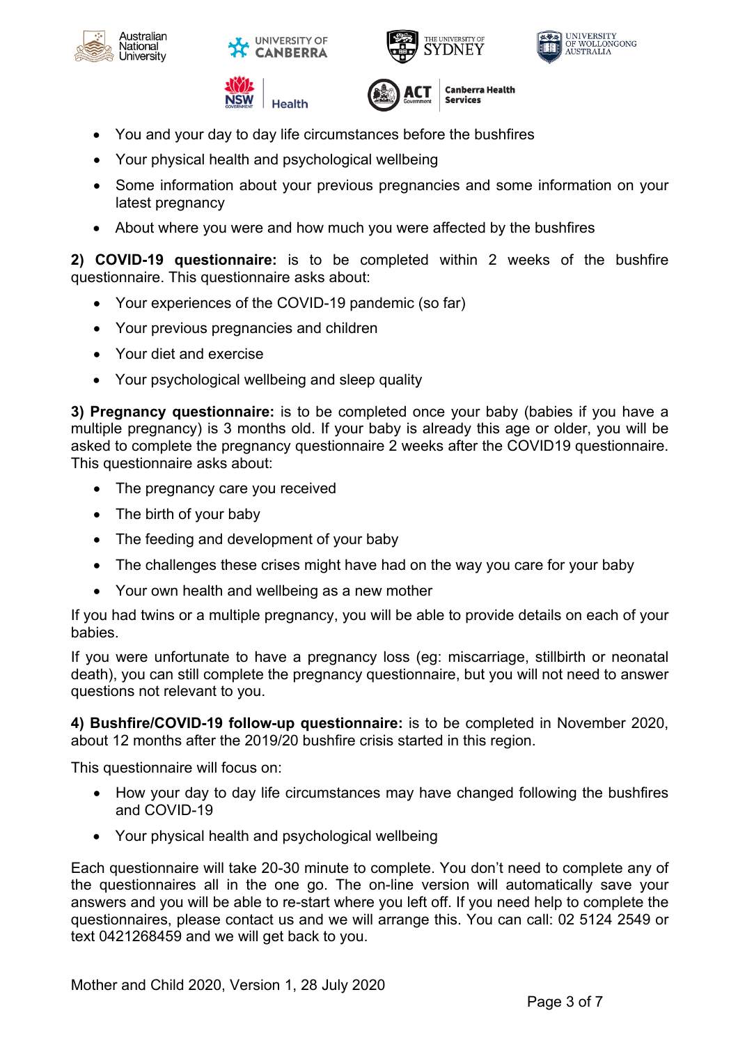- You and your day to day life circumstances before the bushfires
- Your physical health and psychological wellbeing
- Some information about your previous pregnancies and some information on your latest pregnancy
- About where you were and how much you were affected by the bushfires

**2) COVID-19 questionnaire:** is to be completed within 2 weeks of the bushfire questionnaire. This questionnaire asks about:

- Your experiences of the COVID-19 pandemic (so far)
- Your previous pregnancies and children
- Your diet and exercise
- Your psychological wellbeing and sleep quality

**3) Pregnancy questionnaire:** is to be completed once your baby (babies if you have a multiple pregnancy) is 3 months old. If your baby is already this age or older, you will be asked to complete the pregnancy questionnaire 2 weeks after the COVID19 questionnaire. This questionnaire asks about:

- The pregnancy care you received
- The birth of your baby
- The feeding and development of your baby
- The challenges these crises might have had on the way you care for your baby
- Your own health and wellbeing as a new mother

If you had twins or a multiple pregnancy, you will be able to provide details on each of your babies.

If you were unfortunate to have a pregnancy loss (eg: miscarriage, stillbirth or neonatal death), you can still complete the pregnancy questionnaire, but you will not need to answer questions not relevant to you.

**4) Bushfire/COVID-19 follow-up questionnaire:** is to be completed in November 2020, about 12 months after the 2019/20 bushfire crisis started in this region.

This questionnaire will focus on:

- How your day to day life circumstances may have changed following the bushfires and COVID-19
- Your physical health and psychological wellbeing

Each questionnaire will take 20-30 minute to complete. You don't need to complete any of the questionnaires all in the one go. The on-line version will automatically save your answers and you will be able to re-start where you left off. If you need help to complete the questionnaires, please contact us and we will arrange this. You can call: 02 5124 2549 or text 0421268459 and we will get back to you.

Mother and Child 2020, Version 1, 28 July 2020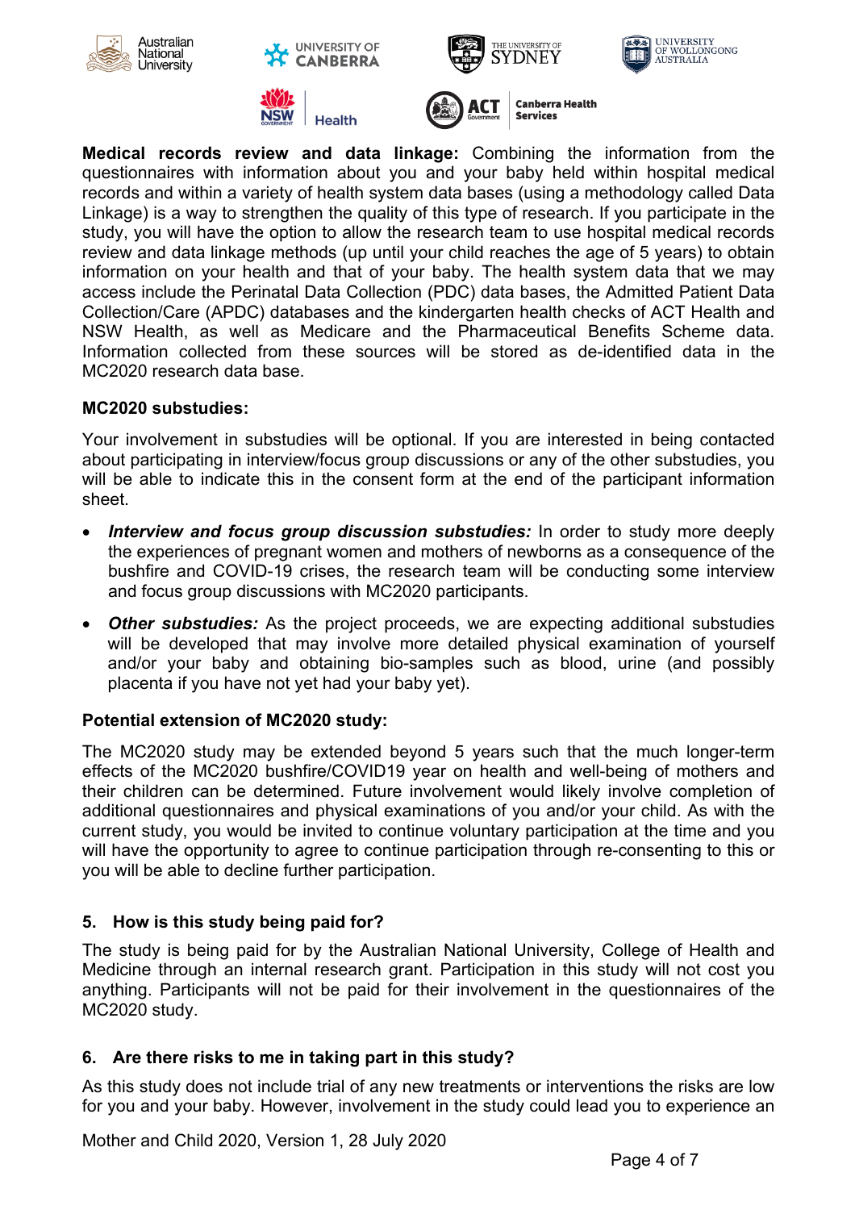**Medical records review and data linkage:** Combining the information from the questionnaires with information about you and your baby held within hospital medical records and within a variety of health system data bases (using a methodology called Data Linkage) is a way to strengthen the quality of this type of research. If you participate in the study, you will have the option to allow the research team to use hospital medical records review and data linkage methods (up until your child reaches the age of 5 years) to obtain information on your health and that of your baby. The health system data that we may access include the Perinatal Data Collection (PDC) data bases, the Admitted Patient Data Collection/Care (APDC) databases and the kindergarten health checks of ACT Health and NSW Health, as well as Medicare and the Pharmaceutical Benefits Scheme data. Information collected from these sources will be stored as de-identified data in the MC2020 research data base.

**MC2020 substudies:**

Your involvement in substudies will be optional. If you are interested in being contacted about participating in interview/focus group discussions or any of the other substudies, you will be able to indicate this in the consent form at the end of the participant information sheet.

- ***Interview and focus group discussion substudies:*** In order to study more deeply the experiences of pregnant women and mothers of newborns as a consequence of the bushfire and COVID-19 crises, the research team will be conducting some interview and focus group discussions with MC2020 participants.
- ***Other substudies:*** As the project proceeds, we are expecting additional substudies will be developed that may involve more detailed physical examination of yourself and/or your baby and obtaining bio-samples such as blood, urine (and possibly placenta if you have not yet had your baby yet).

**Potential extension of MC2020 study:**

The MC2020 study may be extended beyond 5 years such that the much longer-term effects of the MC2020 bushfire/COVID19 year on health and well-being of mothers and their children can be determined. Future involvement would likely involve completion of additional questionnaires and physical examinations of you and/or your child. As with the current study, you would be invited to continue voluntary participation at the time and you will have the opportunity to agree to continue participation through re-consenting to this or you will be able to decline further participation.

## 5. How is this study being paid for?

The study is being paid for by the Australian National University, College of Health and Medicine through an internal research grant. Participation in this study will not cost you anything. Participants will not be paid for their involvement in the questionnaires of the MC2020 study.

## 6. Are there risks to me in taking part in this study?

As this study does not include trial of any new treatments or interventions the risks are low for you and your baby. However, involvement in the study could lead you to experience an

Mother and Child 2020, Version 1, 28 July 2020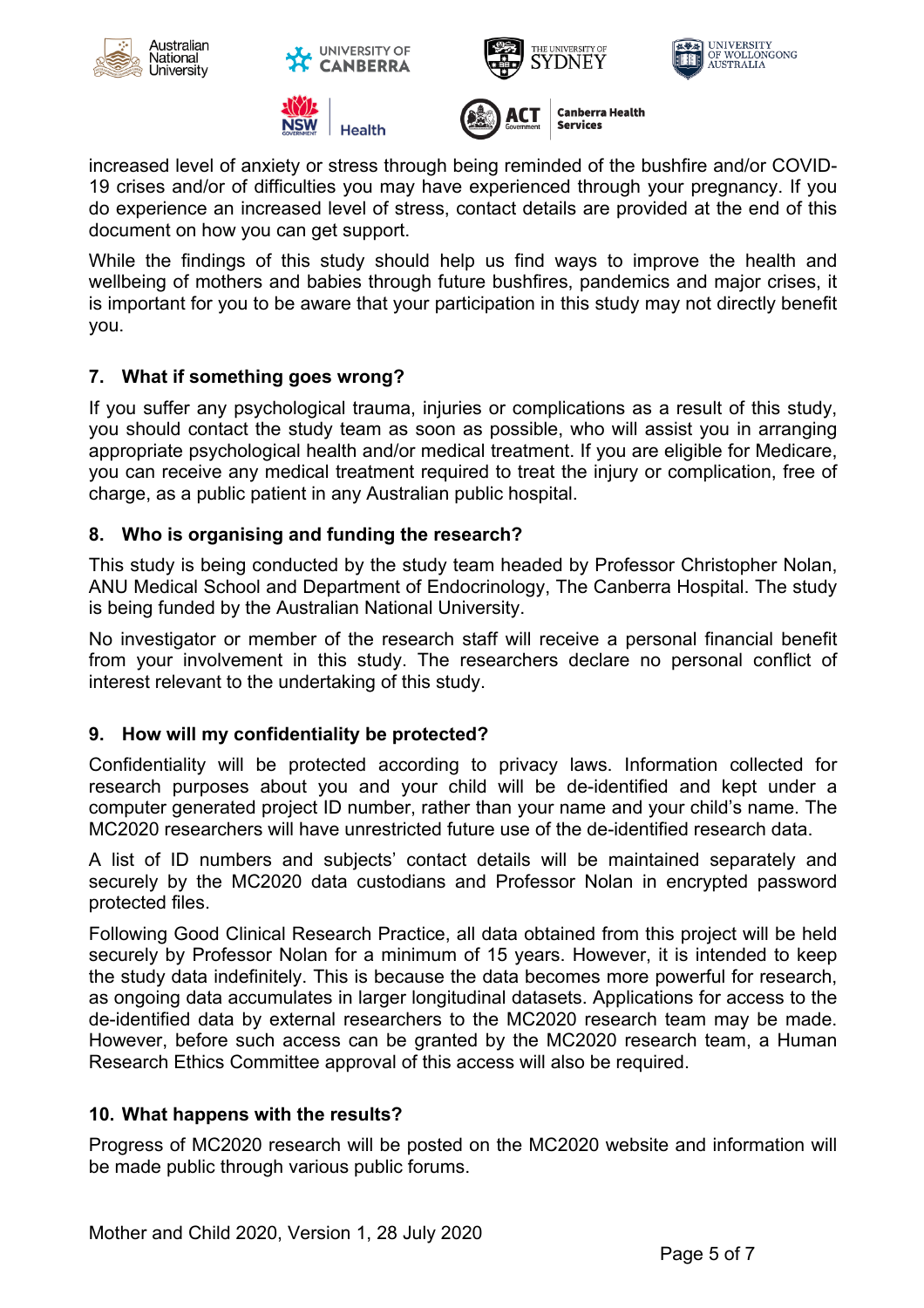increased level of anxiety or stress through being reminded of the bushfire and/or COVID-19 crises and/or of difficulties you may have experienced through your pregnancy. If you do experience an increased level of stress, contact details are provided at the end of this document on how you can get support.

While the findings of this study should help us find ways to improve the health and wellbeing of mothers and babies through future bushfires, pandemics and major crises, it is important for you to be aware that your participation in this study may not directly benefit you.

## 7. What if something goes wrong?

If you suffer any psychological trauma, injuries or complications as a result of this study, you should contact the study team as soon as possible, who will assist you in arranging appropriate psychological health and/or medical treatment. If you are eligible for Medicare, you can receive any medical treatment required to treat the injury or complication, free of charge, as a public patient in any Australian public hospital.

## 8. Who is organising and funding the research?

This study is being conducted by the study team headed by Professor Christopher Nolan, ANU Medical School and Department of Endocrinology, The Canberra Hospital. The study is being funded by the Australian National University.

No investigator or member of the research staff will receive a personal financial benefit from your involvement in this study. The researchers declare no personal conflict of interest relevant to the undertaking of this study.

## 9. How will my confidentiality be protected?

Confidentiality will be protected according to privacy laws. Information collected for research purposes about you and your child will be de-identified and kept under a computer generated project ID number, rather than your name and your child's name. The MC2020 researchers will have unrestricted future use of the de-identified research data.

A list of ID numbers and subjects' contact details will be maintained separately and securely by the MC2020 data custodians and Professor Nolan in encrypted password protected files.

Following Good Clinical Research Practice, all data obtained from this project will be held securely by Professor Nolan for a minimum of 15 years. However, it is intended to keep the study data indefinitely. This is because the data becomes more powerful for research, as ongoing data accumulates in larger longitudinal datasets. Applications for access to the de-identified data by external researchers to the MC2020 research team may be made. However, before such access can be granted by the MC2020 research team, a Human Research Ethics Committee approval of this access will also be required.

## 10. What happens with the results?

Progress of MC2020 research will be posted on the MC2020 website and information will be made public through various public forums.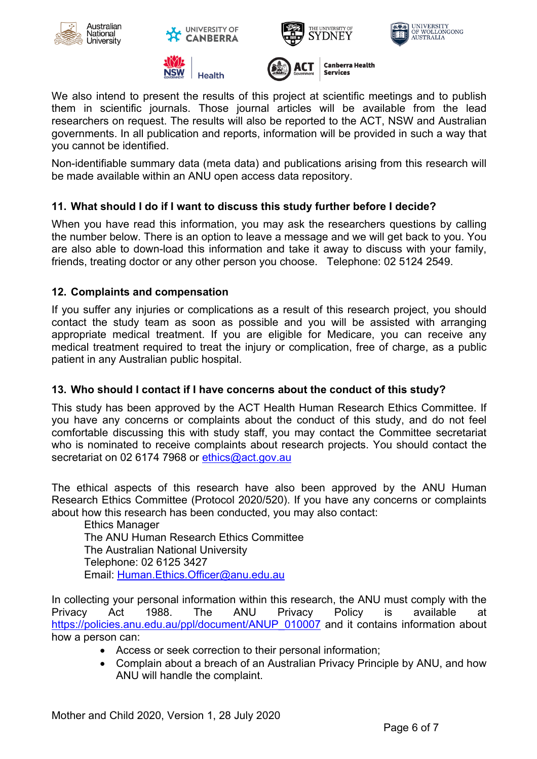We also intend to present the results of this project at scientific meetings and to publish them in scientific journals. Those journal articles will be available from the lead researchers on request. The results will also be reported to the ACT, NSW and Australian governments. In all publication and reports, information will be provided in such a way that you cannot be identified.

Non-identifiable summary data (meta data) and publications arising from this research will be made available within an ANU open access data repository.

## 11. What should I do if I want to discuss this study further before I decide?

When you have read this information, you may ask the researchers questions by calling the number below. There is an option to leave a message and we will get back to you. You are also able to down-load this information and take it away to discuss with your family, friends, treating doctor or any other person you choose. Telephone: 02 5124 2549.

## 12. Complaints and compensation

If you suffer any injuries or complications as a result of this research project, you should contact the study team as soon as possible and you will be assisted with arranging appropriate medical treatment. If you are eligible for Medicare, you can receive any medical treatment required to treat the injury or complication, free of charge, as a public patient in any Australian public hospital.

## 13. Who should I contact if I have concerns about the conduct of this study?

This study has been approved by the ACT Health Human Research Ethics Committee. If you have any concerns or complaints about the conduct of this study, and do not feel comfortable discussing this with study staff, you may contact the Committee secretariat who is nominated to receive complaints about research projects. You should contact the secretariat on 02 6174 7968 or ethics@act.gov.au

The ethical aspects of this research have also been approved by the ANU Human Research Ethics Committee (Protocol 2020/520). If you have any concerns or complaints about how this research has been conducted, you may also contact:

Ethics Manager
The ANU Human Research Ethics Committee
The Australian National University
Telephone: 02 6125 3427
Email: Human.Ethics.Officer@anu.edu.au

In collecting your personal information within this research, the ANU must comply with the Privacy Act 1988. The ANU Privacy Policy is available at https://policies.anu.edu.au/ppl/document/ANUP_010007 and it contains information about how a person can:

- Access or seek correction to their personal information;
- Complain about a breach of an Australian Privacy Principle by ANU, and how ANU will handle the complaint.

Mother and Child 2020, Version 1, 28 July 2020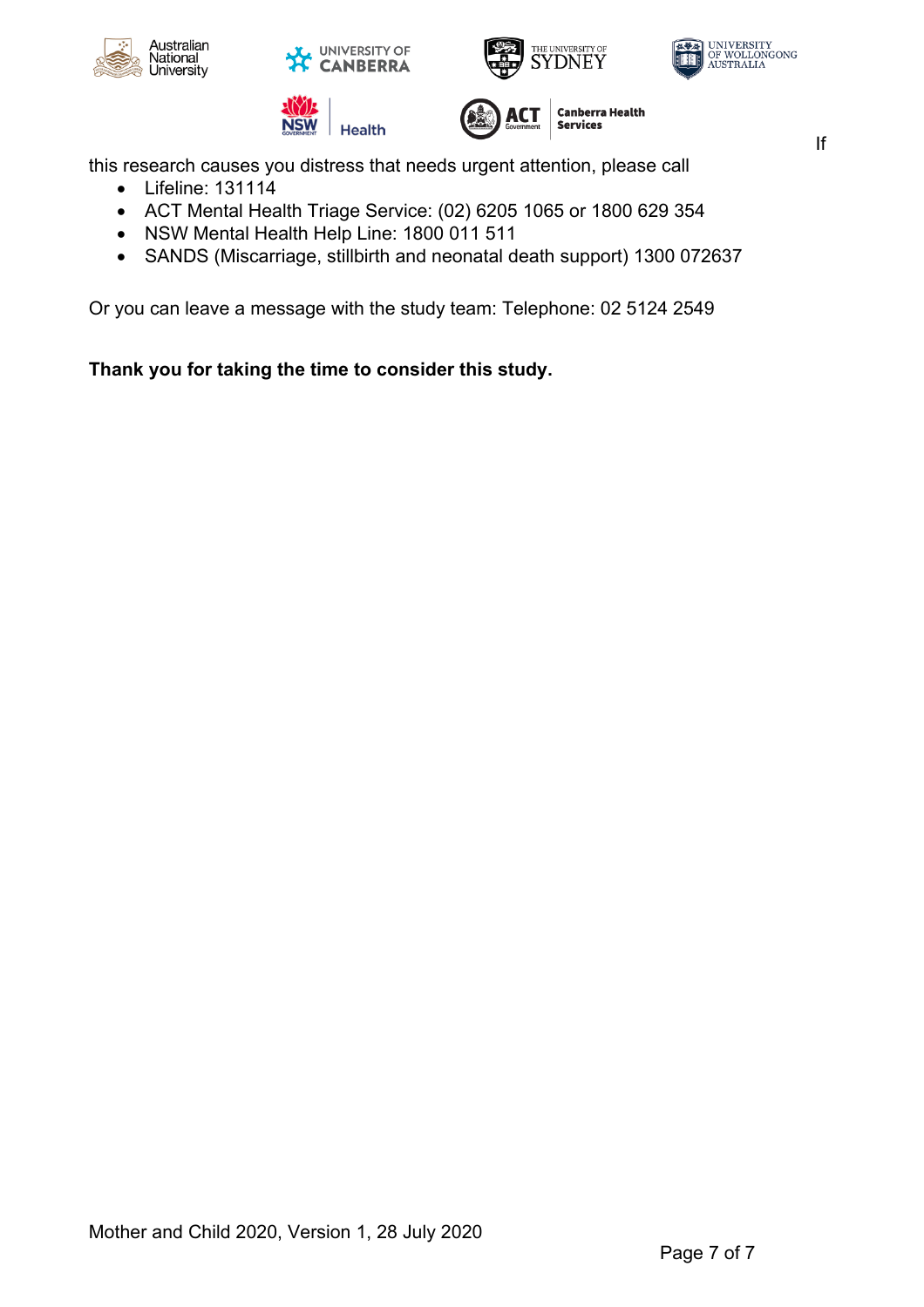If this research causes you distress that needs urgent attention, please call

- Lifeline: 131114
- ACT Mental Health Triage Service: (02) 6205 1065 or 1800 629 354
- NSW Mental Health Help Line: 1800 011 511
- SANDS (Miscarriage, stillbirth and neonatal death support) 1300 072637

Or you can leave a message with the study team: Telephone: 02 5124 2549

**Thank you for taking the time to consider this study.**